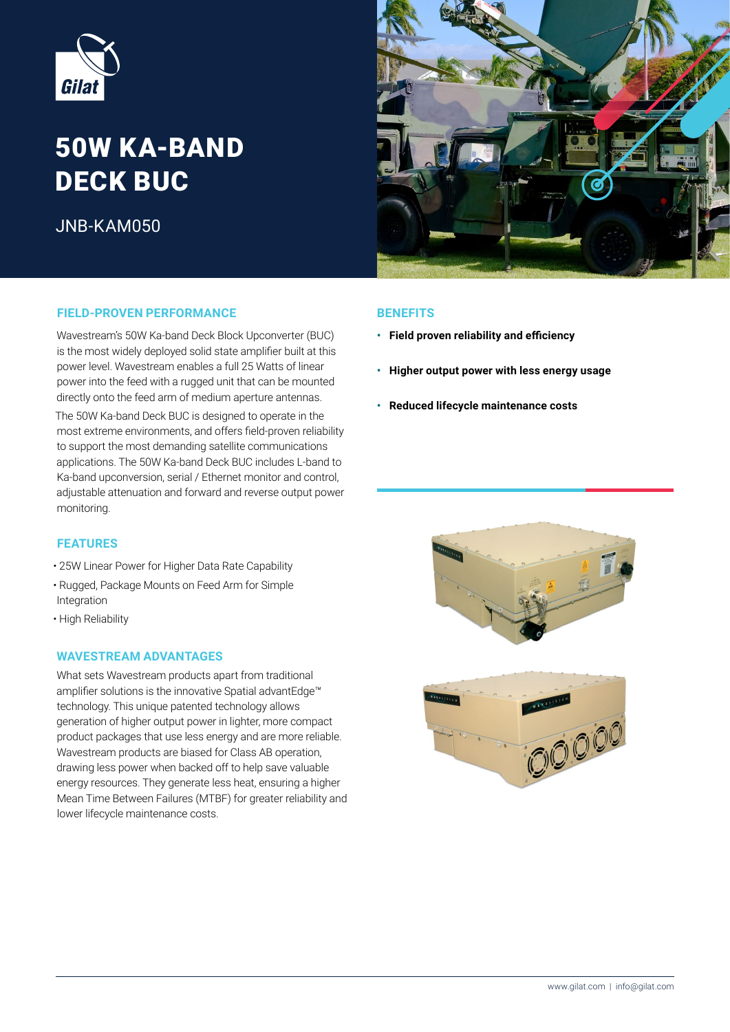# 50W KA-BAND DECK BUC

JNB-KAM050

## FIELD-PROVEN PERFORMANCE

Wavestream's 50W Ka-band Deck Block Upconverter (BUC) is the most widely deployed solid state amplifier built at this power level. Wavestream enables a full 25 Watts of linear power into the feed with a rugged unit that can be mounted directly onto the feed arm of medium aperture antennas.

The 50W Ka-band Deck BUC is designed to operate in the most extreme environments, and offers field-proven reliability to support the most demanding satellite communications applications. The 50W Ka-band Deck BUC includes L-band to Ka-band upconversion, serial / Ethernet monitor and control, adjustable attenuation and forward and reverse output power monitoring.

## FEATURES

- 25W Linear Power for Higher Data Rate Capability
- Rugged, Package Mounts on Feed Arm for Simple Integration
- High Reliability

## WAVESTREAM ADVANTAGES

What sets Wavestream products apart from traditional amplifier solutions is the innovative Spatial advantEdge™ technology. This unique patented technology allows generation of higher output power in lighter, more compact product packages that use less energy and are more reliable. Wavestream products are biased for Class AB operation, drawing less power when backed off to help save valuable energy resources. They generate less heat, ensuring a higher Mean Time Between Failures (MTBF) for greater reliability and lower lifecycle maintenance costs.

## BENEFITS

- **Field proven reliability and efficiency**
- **Higher output power with less energy usage**
- **Reduced lifecycle maintenance costs**

www.gilat.com | info@gilat.com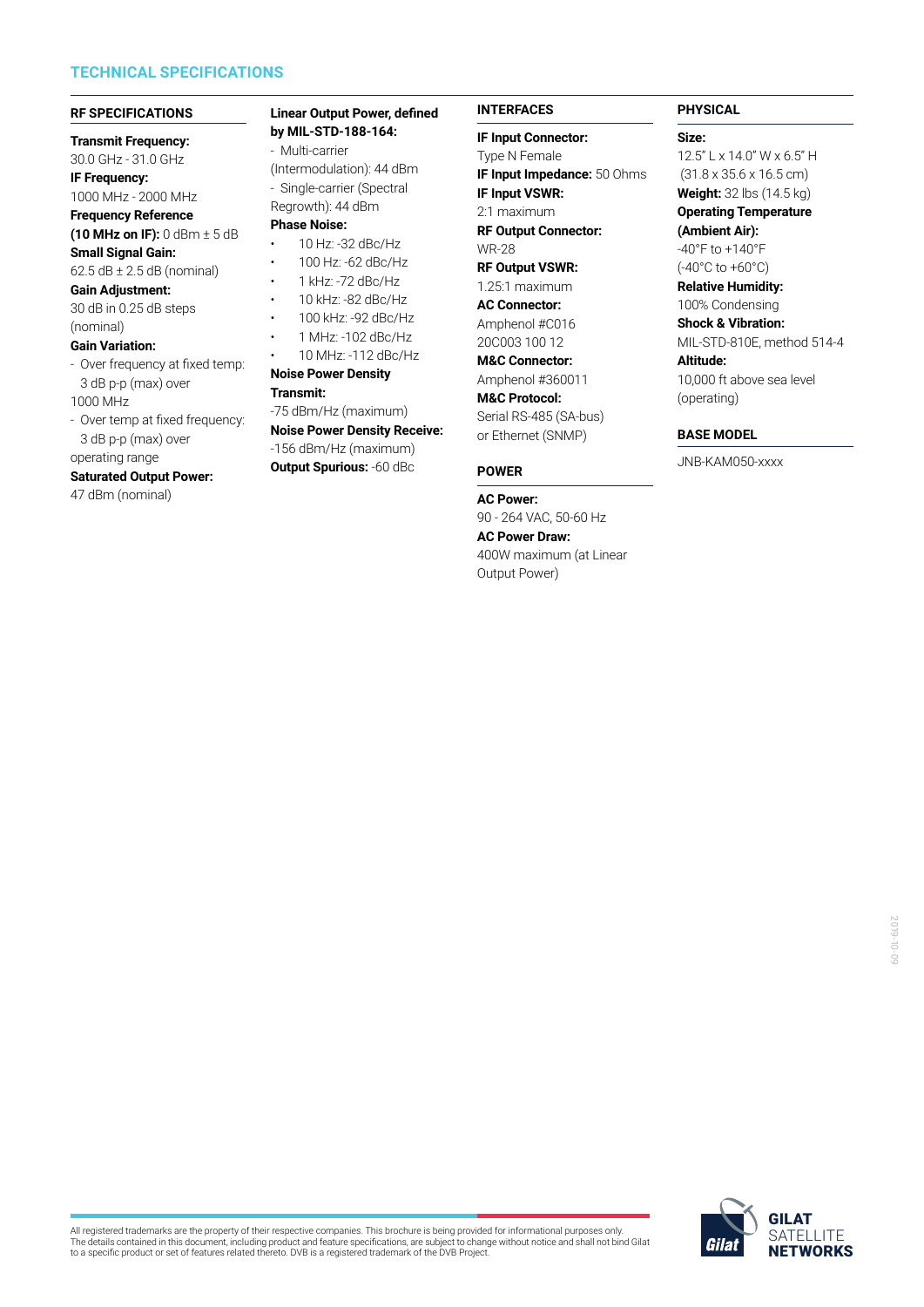## TECHNICAL SPECIFICATIONS

### RF SPECIFICATIONS

**Transmit Frequency:**
30.0 GHz - 31.0 GHz

**IF Frequency:**
1000 MHz - 2000 MHz

**Frequency Reference (10 MHz on IF):** 0 dBm ± 5 dB

**Small Signal Gain:**
62.5 dB ± 2.5 dB (nominal)

**Gain Adjustment:**
30 dB in 0.25 dB steps (nominal)

**Gain Variation:**

- Over frequency at fixed temp: 3 dB p-p (max) over 1000 MHz
- Over temp at fixed frequency: 3 dB p-p (max) over operating range

**Saturated Output Power:**
47 dBm (nominal)

**Linear Output Power, defined by MIL-STD-188-164:**

- Multi-carrier (Intermodulation): 44 dBm
- Single-carrier (Spectral Regrowth): 44 dBm

**Phase Noise:**

- 10 Hz: -32 dBc/Hz
- 100 Hz: -62 dBc/Hz
- 1 kHz: -72 dBc/Hz
- 10 kHz: -82 dBc/Hz
- 100 kHz: -92 dBc/Hz
- 1 MHz: -102 dBc/Hz
- 10 MHz: -112 dBc/Hz

**Noise Power Density Transmit:**
-75 dBm/Hz (maximum)

**Noise Power Density Receive:**
-156 dBm/Hz (maximum)

**Output Spurious:** -60 dBc

### INTERFACES

**IF Input Connector:**
Type N Female

**IF Input Impedance:** 50 Ohms

**IF Input VSWR:**
2:1 maximum

**RF Output Connector:**
WR-28

**RF Output VSWR:**
1.25:1 maximum

**AC Connector:**
Amphenol #C016 20C003 100 12

**M&C Connector:**
Amphenol #360011

**M&C Protocol:**
Serial RS-485 (SA-bus) or Ethernet (SNMP)

### POWER

**AC Power:**
90 - 264 VAC, 50-60 Hz

**AC Power Draw:**
400W maximum (at Linear Output Power)

### PHYSICAL

**Size:**
12.5" L x 14.0" W x 6.5" H (31.8 x 35.6 x 16.5 cm)

**Weight:** 32 lbs (14.5 kg)

**Operating Temperature (Ambient Air):**
-40°F to +140°F
(-40°C to +60°C)

**Relative Humidity:**
100% Condensing

**Shock & Vibration:**
MIL-STD-810E, method 514-4

**Altitude:**
10,000 ft above sea level (operating)

### BASE MODEL

JNB-KAM050-xxxx

2019-10-09

All registered trademarks are the property of their respective companies. This brochure is being provided for informational purposes only. The details contained in this document, including product and feature specifications, are subject to change without notice and shall not bind Gilat to a specific product or set of features related thereto. DVB is a registered trademark of the DVB Project.

GILAT SATELLITE NETWORKS